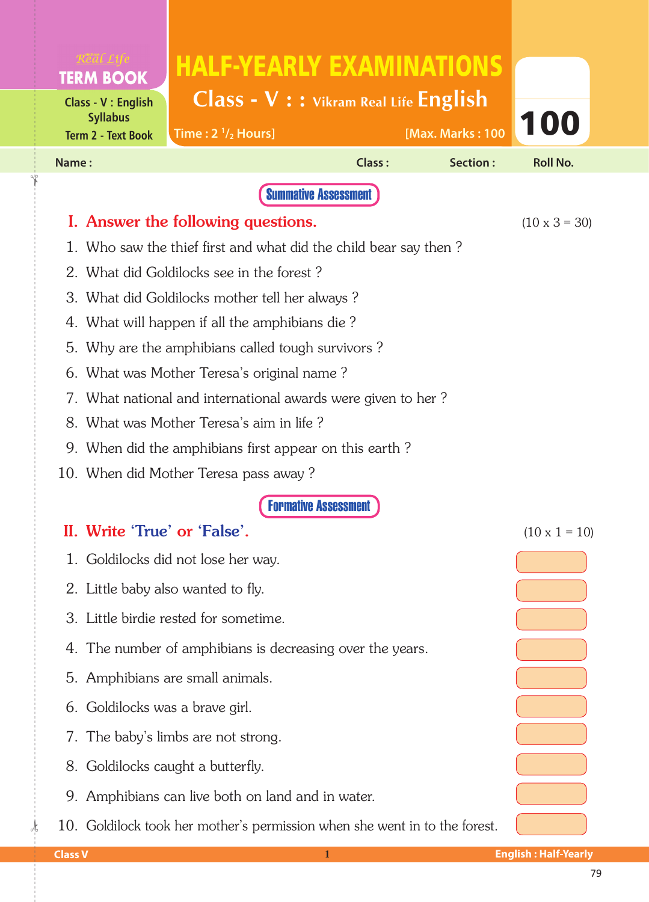Real Life **TERM BOOK**

Class - V : English Syllabus
Term 2 - Text Book

# HALF-YEARLY EXAMINATIONS

## Class - V : : Vikram Real Life English

Time : 2 ½ Hours] [Max. Marks : 100

100

Name : Class : Section : Roll No.

**Summative Assessment**

## I. Answer the following questions. (10 x 3 = 30)

1. Who saw the thief first and what did the child bear say then ?
2. What did Goldilocks see in the forest ?
3. What did Goldilocks mother tell her always ?
4. What will happen if all the amphibians die ?
5. Why are the amphibians called tough survivors ?
6. What was Mother Teresa's original name ?
7. What national and international awards were given to her ?
8. What was Mother Teresa's aim in life ?
9. When did the amphibians first appear on this earth ?
10. When did Mother Teresa pass away ?

**Formative Assessment**

## II. Write 'True' or 'False'. (10 x 1 = 10)

1. Goldilocks did not lose her way.
2. Little baby also wanted to fly.
3. Little birdie rested for sometime.
4. The number of amphibians is decreasing over the years.
5. Amphibians are small animals.
6. Goldilocks was a brave girl.
7. The baby's limbs are not strong.
8. Goldilocks caught a butterfly.
9. Amphibians can live both on land and in water.
10. Goldilock took her mother's permission when she went in to the forest.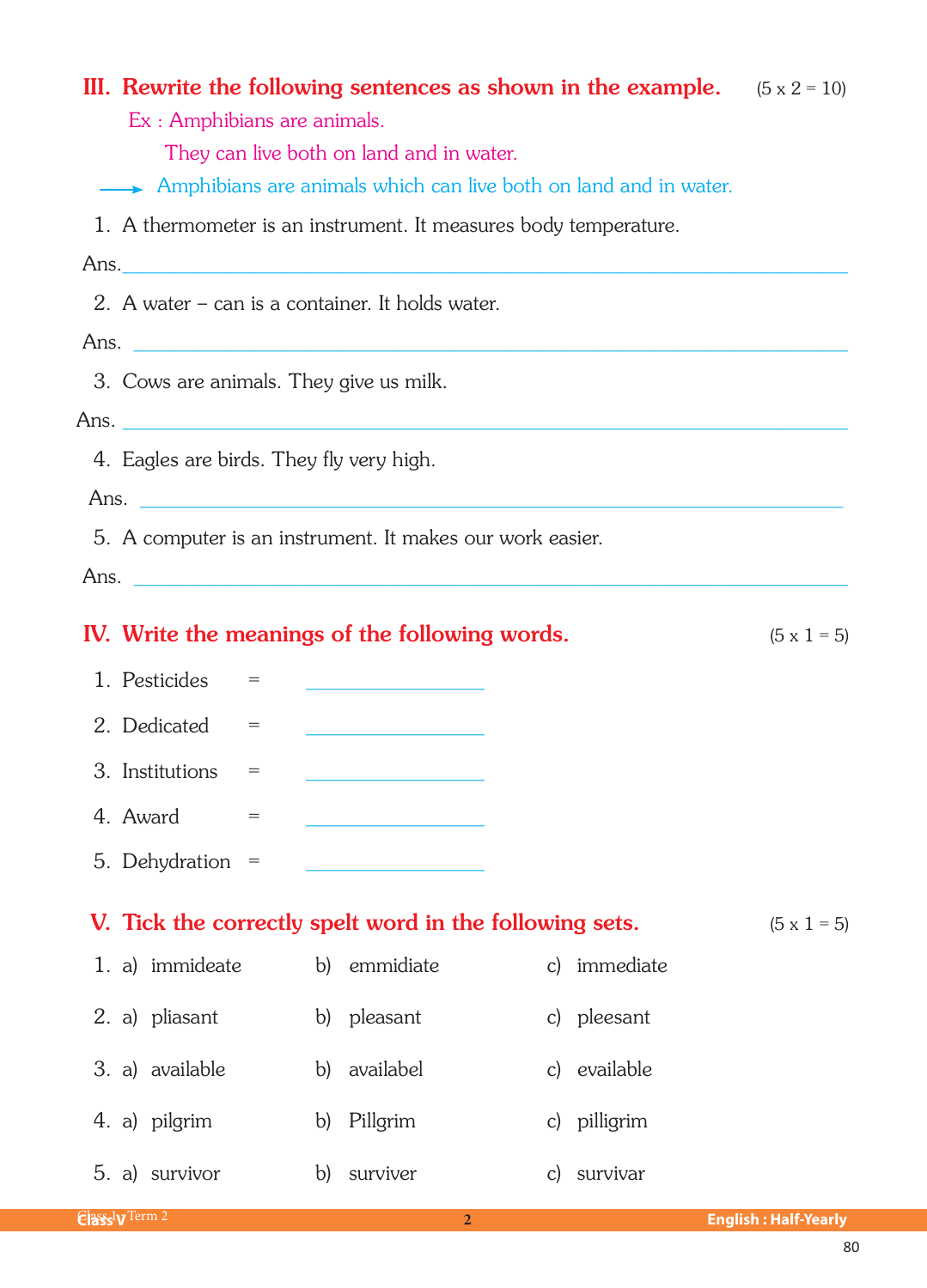## III. Rewrite the following sentences as shown in the example. (5 x 2 = 10)

Ex : Amphibians are animals.

They can live both on land and in water.

→ Amphibians are animals which can live both on land and in water.

1. A thermometer is an instrument. It measures body temperature.

Ans. ____________________________________________

2. A water – can is a container. It holds water.

Ans. ____________________________________________

3. Cows are animals. They give us milk.

Ans. ____________________________________________

4. Eagles are birds. They fly very high.

Ans. ____________________________________________

5. A computer is an instrument. It makes our work easier.

Ans. ____________________________________________

## IV. Write the meanings of the following words. (5 x 1 = 5)

1. Pesticides = ________________
2. Dedicated = ________________
3. Institutions = ________________
4. Award = ________________
5. Dehydration = ________________

## V. Tick the correctly spelt word in the following sets. (5 x 1 = 5)

1. a) immideate b) emmidiate c) immediate
2. a) pliasant b) pleasant c) pleesant
3. a) available b) availabel c) evailable
4. a) pilgrim b) Pillgrim c) pilligrim
5. a) survivor b) surviver c) survivar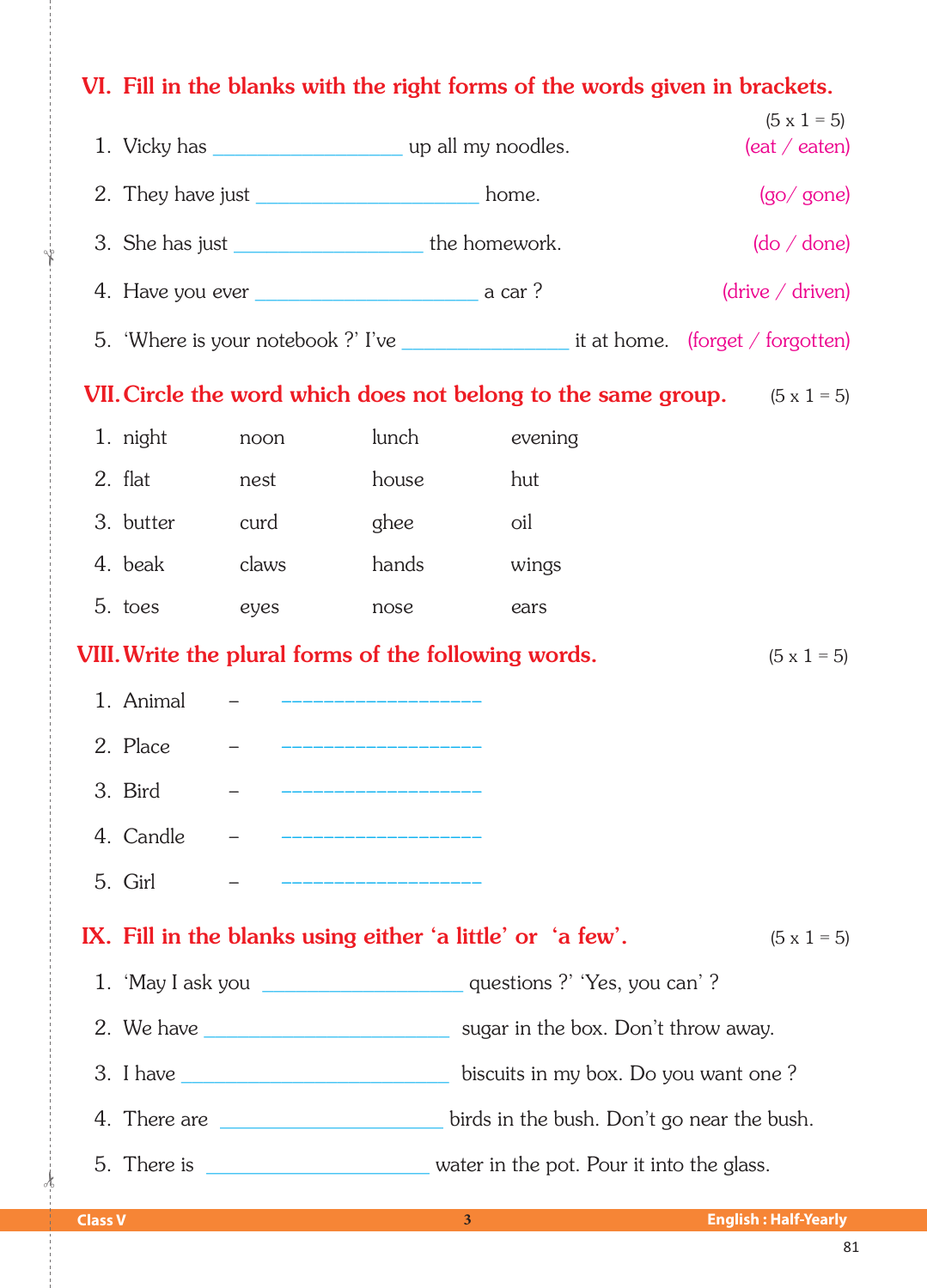## VI. Fill in the blanks with the right forms of the words given in brackets.

(5 x 1 = 5)

1. Vicky has ________________ up all my noodles. (eat / eaten)
2. They have just ____________________ home. (go/ gone)
3. She has just ________________ the homework. (do / done)
4. Have you ever ____________________ a car ? (drive / driven)
5. 'Where is your notebook ?' I've ______________ it at home. (forget / forgotten)

## VII. Circle the word which does not belong to the same group. (5 x 1 = 5)

1. night noon lunch evening
2. flat nest house hut
3. butter curd ghee oil
4. beak claws hands wings
5. toes eyes nose ears

## VIII. Write the plural forms of the following words. (5 x 1 = 5)

1. Animal – ------------------
2. Place – ------------------
3. Bird – ------------------
4. Candle – ------------------
5. Girl – ------------------

## IX. Fill in the blanks using either 'a little' or 'a few'. (5 x 1 = 5)

1. 'May I ask you ________________ questions ?' 'Yes, you can' ?
2. We have ____________________ sugar in the box. Don't throw away.
3. I have ______________________ biscuits in my box. Do you want one ?
4. There are ____________________ birds in the bush. Don't go near the bush.
5. There is ____________________ water in the pot. Pour it into the glass.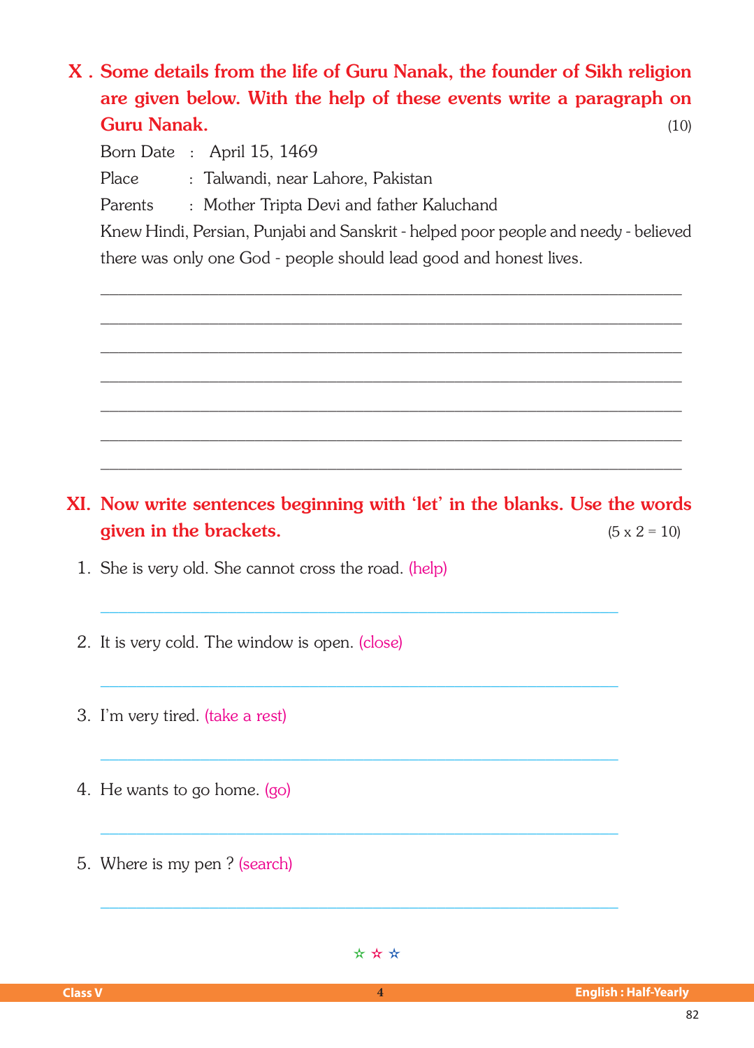**X . Some details from the life of Guru Nanak, the founder of Sikh religion are given below. With the help of these events write a paragraph on Guru Nanak.** (10)

Born Date : April 15, 1469

Place : Talwandi, near Lahore, Pakistan

Parents : Mother Tripta Devi and father Kaluchand

Knew Hindi, Persian, Punjabi and Sanskrit - helped poor people and needy - believed there was only one God - people should lead good and honest lives.

_______________________________________________

_______________________________________________

_______________________________________________

_______________________________________________

_______________________________________________

_______________________________________________

_______________________________________________

**XI. Now write sentences beginning with 'let' in the blanks. Use the words given in the brackets.** (5 x 2 = 10)

1. She is very old. She cannot cross the road. (help)

   _______________________________________________

2. It is very cold. The window is open. (close)

   _______________________________________________

3. I'm very tired. (take a rest)

   _______________________________________________

4. He wants to go home. (go)

   _______________________________________________

5. Where is my pen ? (search)

   _______________________________________________

☆ ☆ ☆